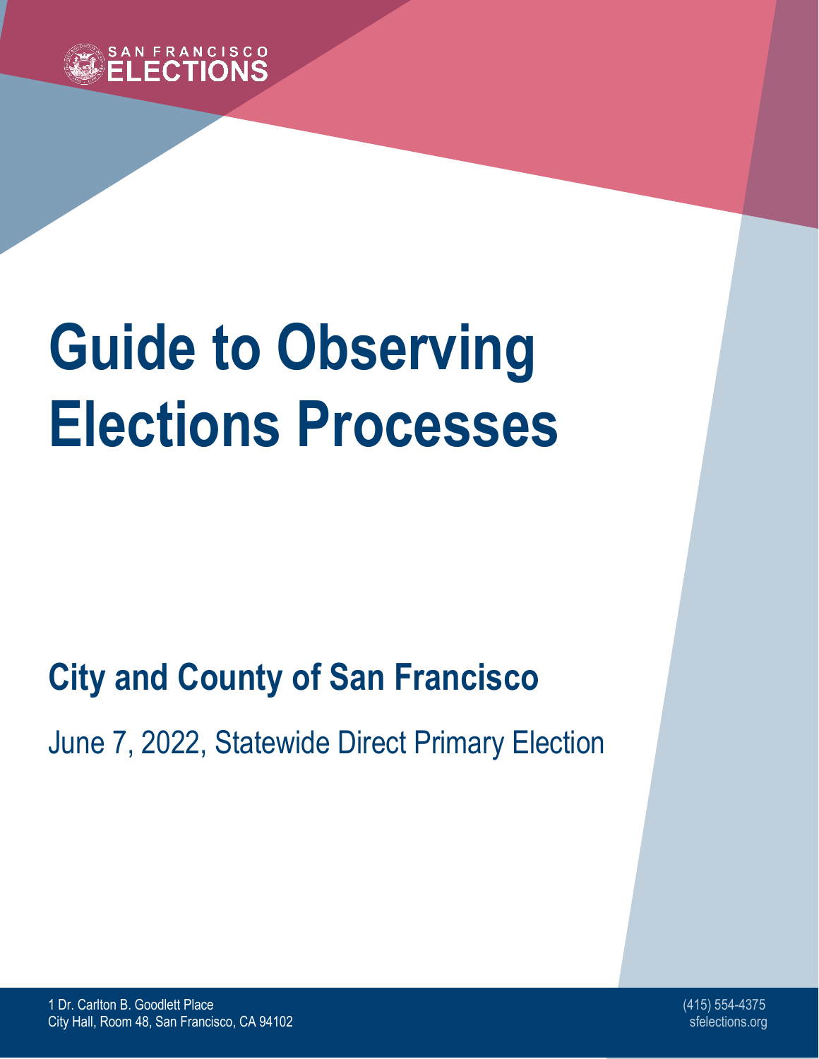SAN FRANCISCO ELECTIONS

# Guide to Observing Elections Processes

## City and County of San Francisco

June 7, 2022, Statewide Direct Primary Election

1 Dr. Carlton B. Goodlett Place
City Hall, Room 48, San Francisco, CA 94102

(415) 554-4375
sfelections.org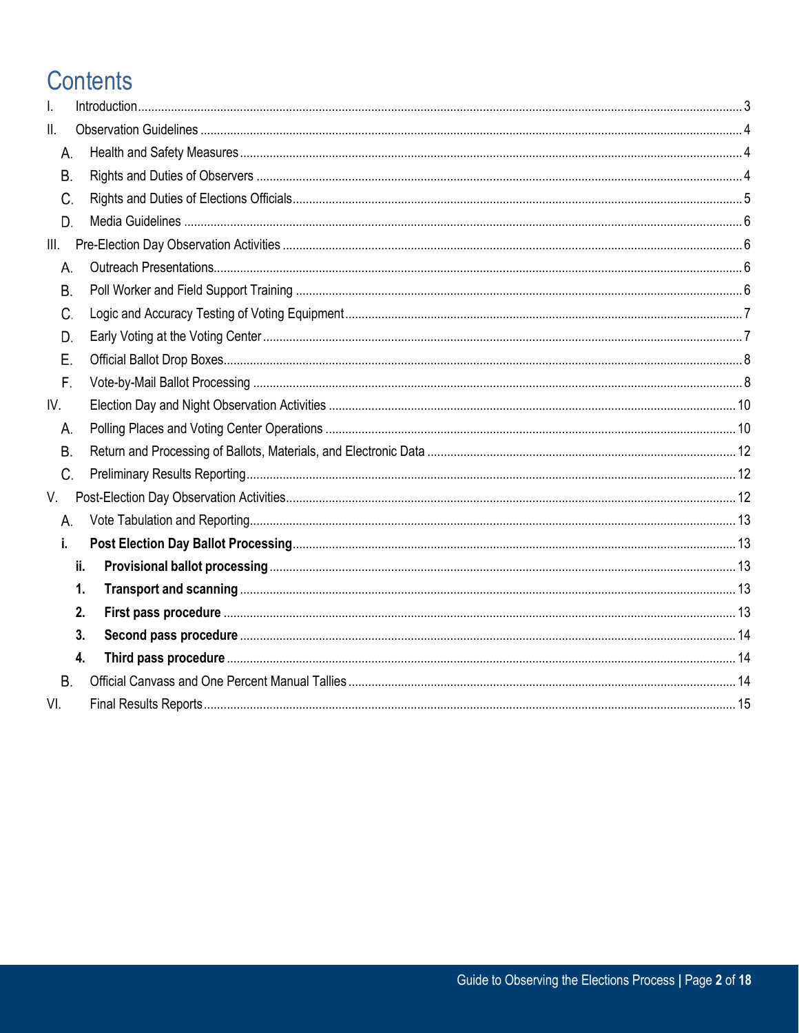# Contents

- I. Introduction ... 3
- II. Observation Guidelines ... 4
  - A. Health and Safety Measures ... 4
  - B. Rights and Duties of Observers ... 4
  - C. Rights and Duties of Elections Officials ... 5
  - D. Media Guidelines ... 6
- III. Pre-Election Day Observation Activities ... 6
  - A. Outreach Presentations ... 6
  - B. Poll Worker and Field Support Training ... 6
  - C. Logic and Accuracy Testing of Voting Equipment ... 7
  - D. Early Voting at the Voting Center ... 7
  - E. Official Ballot Drop Boxes ... 8
  - F. Vote-by-Mail Ballot Processing ... 8
- IV. Election Day and Night Observation Activities ... 10
  - A. Polling Places and Voting Center Operations ... 10
  - B. Return and Processing of Ballots, Materials, and Electronic Data ... 12
  - C. Preliminary Results Reporting ... 12
- V. Post-Election Day Observation Activities ... 12
  - A. Vote Tabulation and Reporting ... 13
  - **i. Post Election Day Ballot Processing** ... 13
    - **ii. Provisional ballot processing** ... 13
    - **1. Transport and scanning** ... 13
    - **2. First pass procedure** ... 13
    - **3. Second pass procedure** ... 14
    - **4. Third pass procedure** ... 14
  - B. Official Canvass and One Percent Manual Tallies ... 14
- VI. Final Results Reports ... 15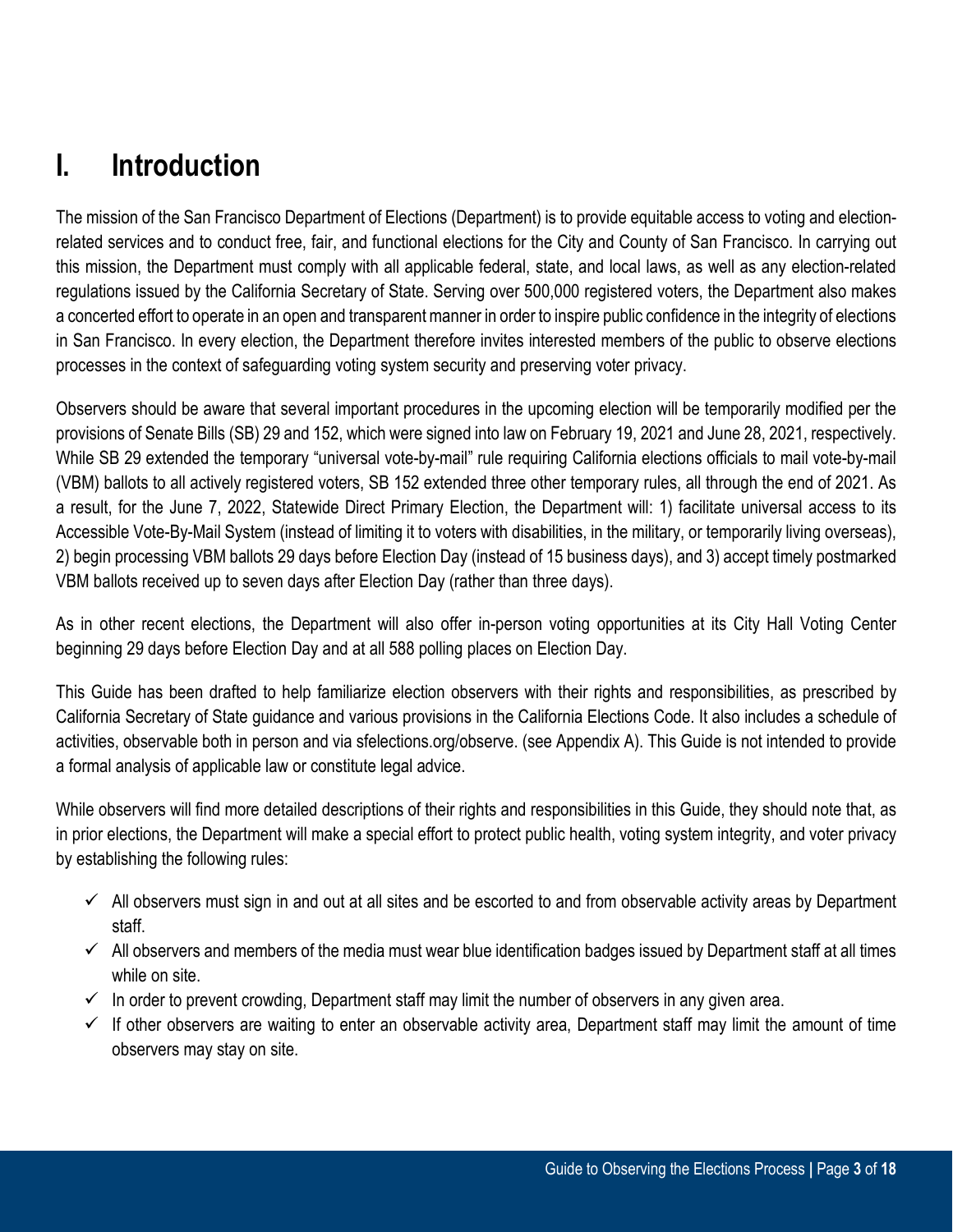# I. Introduction

The mission of the San Francisco Department of Elections (Department) is to provide equitable access to voting and election-related services and to conduct free, fair, and functional elections for the City and County of San Francisco. In carrying out this mission, the Department must comply with all applicable federal, state, and local laws, as well as any election-related regulations issued by the California Secretary of State. Serving over 500,000 registered voters, the Department also makes a concerted effort to operate in an open and transparent manner in order to inspire public confidence in the integrity of elections in San Francisco. In every election, the Department therefore invites interested members of the public to observe elections processes in the context of safeguarding voting system security and preserving voter privacy.

Observers should be aware that several important procedures in the upcoming election will be temporarily modified per the provisions of Senate Bills (SB) 29 and 152, which were signed into law on February 19, 2021 and June 28, 2021, respectively. While SB 29 extended the temporary "universal vote-by-mail" rule requiring California elections officials to mail vote-by-mail (VBM) ballots to all actively registered voters, SB 152 extended three other temporary rules, all through the end of 2021. As a result, for the June 7, 2022, Statewide Direct Primary Election, the Department will: 1) facilitate universal access to its Accessible Vote-By-Mail System (instead of limiting it to voters with disabilities, in the military, or temporarily living overseas), 2) begin processing VBM ballots 29 days before Election Day (instead of 15 business days), and 3) accept timely postmarked VBM ballots received up to seven days after Election Day (rather than three days).

As in other recent elections, the Department will also offer in-person voting opportunities at its City Hall Voting Center beginning 29 days before Election Day and at all 588 polling places on Election Day.

This Guide has been drafted to help familiarize election observers with their rights and responsibilities, as prescribed by California Secretary of State guidance and various provisions in the California Elections Code. It also includes a schedule of activities, observable both in person and via sfelections.org/observe. (see Appendix A). This Guide is not intended to provide a formal analysis of applicable law or constitute legal advice.

While observers will find more detailed descriptions of their rights and responsibilities in this Guide, they should note that, as in prior elections, the Department will make a special effort to protect public health, voting system integrity, and voter privacy by establishing the following rules:

- ✓ All observers must sign in and out at all sites and be escorted to and from observable activity areas by Department staff.
- ✓ All observers and members of the media must wear blue identification badges issued by Department staff at all times while on site.
- ✓ In order to prevent crowding, Department staff may limit the number of observers in any given area.
- ✓ If other observers are waiting to enter an observable activity area, Department staff may limit the amount of time observers may stay on site.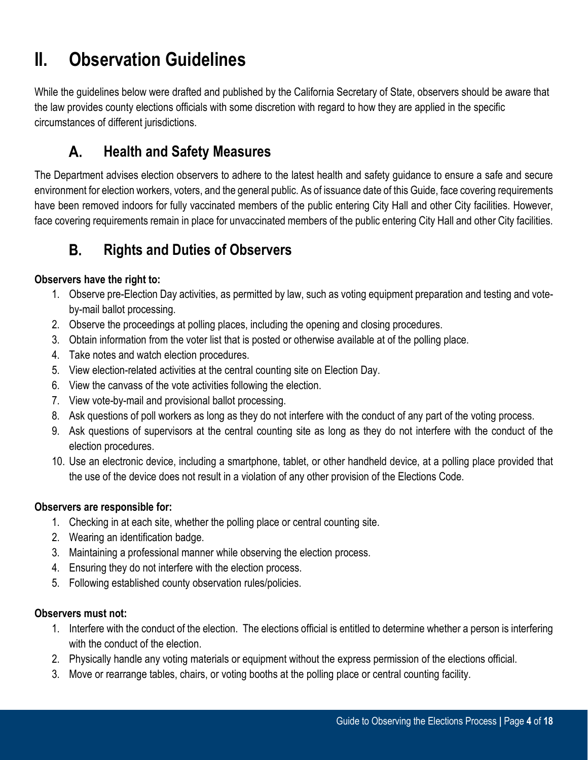# II. Observation Guidelines

While the guidelines below were drafted and published by the California Secretary of State, observers should be aware that the law provides county elections officials with some discretion with regard to how they are applied in the specific circumstances of different jurisdictions.

## A. Health and Safety Measures

The Department advises election observers to adhere to the latest health and safety guidance to ensure a safe and secure environment for election workers, voters, and the general public. As of issuance date of this Guide, face covering requirements have been removed indoors for fully vaccinated members of the public entering City Hall and other City facilities. However, face covering requirements remain in place for unvaccinated members of the public entering City Hall and other City facilities.

## B. Rights and Duties of Observers

**Observers have the right to:**

1. Observe pre-Election Day activities, as permitted by law, such as voting equipment preparation and testing and vote-by-mail ballot processing.
2. Observe the proceedings at polling places, including the opening and closing procedures.
3. Obtain information from the voter list that is posted or otherwise available at of the polling place.
4. Take notes and watch election procedures.
5. View election-related activities at the central counting site on Election Day.
6. View the canvass of the vote activities following the election.
7. View vote-by-mail and provisional ballot processing.
8. Ask questions of poll workers as long as they do not interfere with the conduct of any part of the voting process.
9. Ask questions of supervisors at the central counting site as long as they do not interfere with the conduct of the election procedures.
10. Use an electronic device, including a smartphone, tablet, or other handheld device, at a polling place provided that the use of the device does not result in a violation of any other provision of the Elections Code.

**Observers are responsible for:**

1. Checking in at each site, whether the polling place or central counting site.
2. Wearing an identification badge.
3. Maintaining a professional manner while observing the election process.
4. Ensuring they do not interfere with the election process.
5. Following established county observation rules/policies.

**Observers must not:**

1. Interfere with the conduct of the election. The elections official is entitled to determine whether a person is interfering with the conduct of the election.
2. Physically handle any voting materials or equipment without the express permission of the elections official.
3. Move or rearrange tables, chairs, or voting booths at the polling place or central counting facility.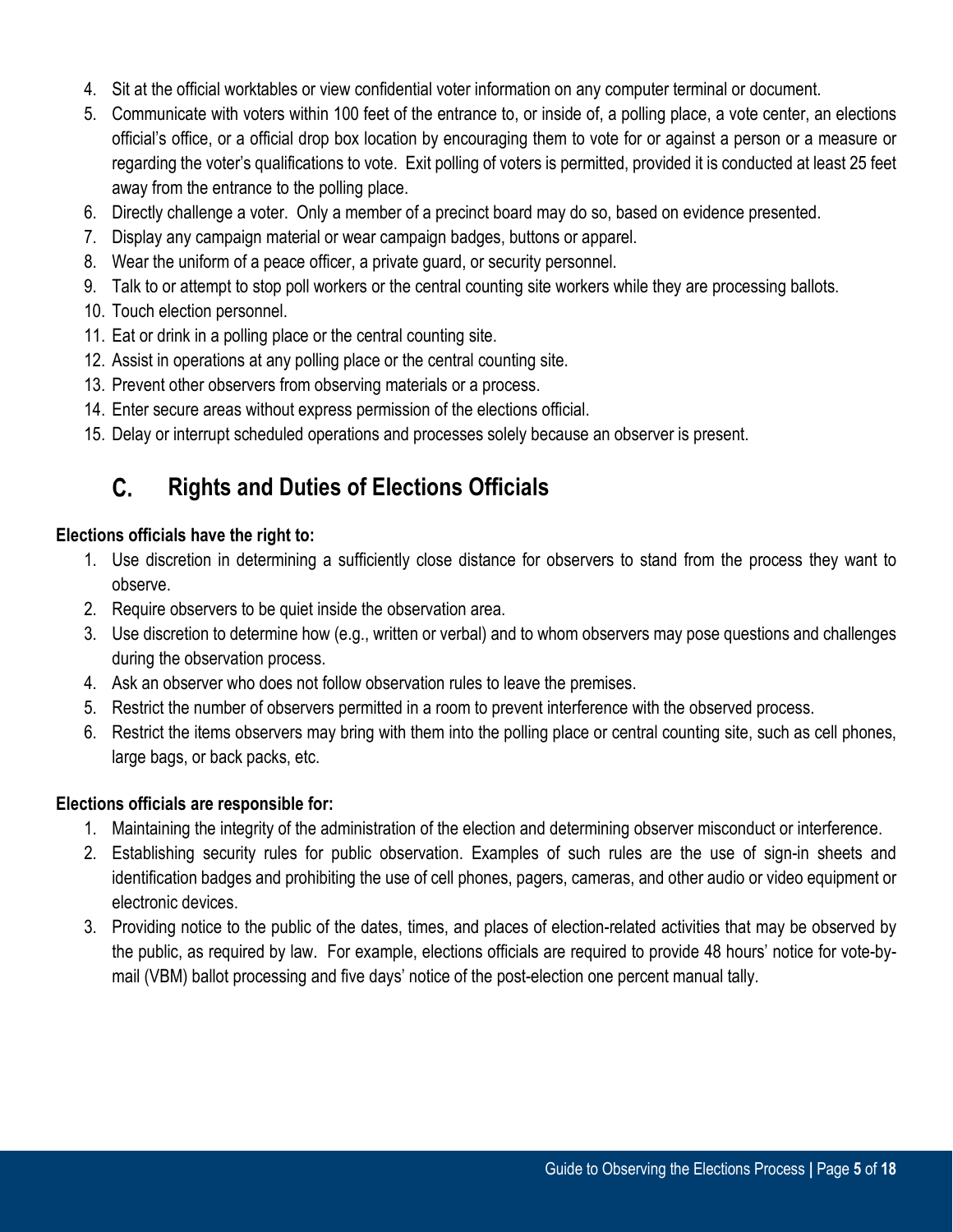4. Sit at the official worktables or view confidential voter information on any computer terminal or document.
5. Communicate with voters within 100 feet of the entrance to, or inside of, a polling place, a vote center, an elections official's office, or a official drop box location by encouraging them to vote for or against a person or a measure or regarding the voter's qualifications to vote. Exit polling of voters is permitted, provided it is conducted at least 25 feet away from the entrance to the polling place.
6. Directly challenge a voter. Only a member of a precinct board may do so, based on evidence presented.
7. Display any campaign material or wear campaign badges, buttons or apparel.
8. Wear the uniform of a peace officer, a private guard, or security personnel.
9. Talk to or attempt to stop poll workers or the central counting site workers while they are processing ballots.
10. Touch election personnel.
11. Eat or drink in a polling place or the central counting site.
12. Assist in operations at any polling place or the central counting site.
13. Prevent other observers from observing materials or a process.
14. Enter secure areas without express permission of the elections official.
15. Delay or interrupt scheduled operations and processes solely because an observer is present.

## C. Rights and Duties of Elections Officials

**Elections officials have the right to:**

1. Use discretion in determining a sufficiently close distance for observers to stand from the process they want to observe.
2. Require observers to be quiet inside the observation area.
3. Use discretion to determine how (e.g., written or verbal) and to whom observers may pose questions and challenges during the observation process.
4. Ask an observer who does not follow observation rules to leave the premises.
5. Restrict the number of observers permitted in a room to prevent interference with the observed process.
6. Restrict the items observers may bring with them into the polling place or central counting site, such as cell phones, large bags, or back packs, etc.

**Elections officials are responsible for:**

1. Maintaining the integrity of the administration of the election and determining observer misconduct or interference.
2. Establishing security rules for public observation. Examples of such rules are the use of sign-in sheets and identification badges and prohibiting the use of cell phones, pagers, cameras, and other audio or video equipment or electronic devices.
3. Providing notice to the public of the dates, times, and places of election-related activities that may be observed by the public, as required by law. For example, elections officials are required to provide 48 hours' notice for vote-by-mail (VBM) ballot processing and five days' notice of the post-election one percent manual tally.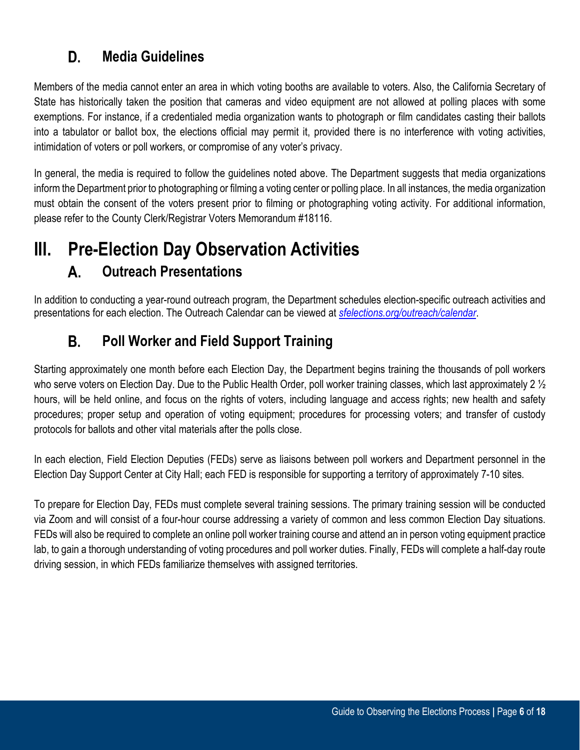### D. Media Guidelines

Members of the media cannot enter an area in which voting booths are available to voters. Also, the California Secretary of State has historically taken the position that cameras and video equipment are not allowed at polling places with some exemptions. For instance, if a credentialed media organization wants to photograph or film candidates casting their ballots into a tabulator or ballot box, the elections official may permit it, provided there is no interference with voting activities, intimidation of voters or poll workers, or compromise of any voter's privacy.

In general, the media is required to follow the guidelines noted above. The Department suggests that media organizations inform the Department prior to photographing or filming a voting center or polling place. In all instances, the media organization must obtain the consent of the voters present prior to filming or photographing voting activity. For additional information, please refer to the County Clerk/Registrar Voters Memorandum #18116.

## III. Pre-Election Day Observation Activities

### A. Outreach Presentations

In addition to conducting a year-round outreach program, the Department schedules election-specific outreach activities and presentations for each election. The Outreach Calendar can be viewed at *sfelections.org/outreach/calendar*.

### B. Poll Worker and Field Support Training

Starting approximately one month before each Election Day, the Department begins training the thousands of poll workers who serve voters on Election Day. Due to the Public Health Order, poll worker training classes, which last approximately 2 ½ hours, will be held online, and focus on the rights of voters, including language and access rights; new health and safety procedures; proper setup and operation of voting equipment; procedures for processing voters; and transfer of custody protocols for ballots and other vital materials after the polls close.

In each election, Field Election Deputies (FEDs) serve as liaisons between poll workers and Department personnel in the Election Day Support Center at City Hall; each FED is responsible for supporting a territory of approximately 7-10 sites.

To prepare for Election Day, FEDs must complete several training sessions. The primary training session will be conducted via Zoom and will consist of a four-hour course addressing a variety of common and less common Election Day situations. FEDs will also be required to complete an online poll worker training course and attend an in person voting equipment practice lab, to gain a thorough understanding of voting procedures and poll worker duties. Finally, FEDs will complete a half-day route driving session, in which FEDs familiarize themselves with assigned territories.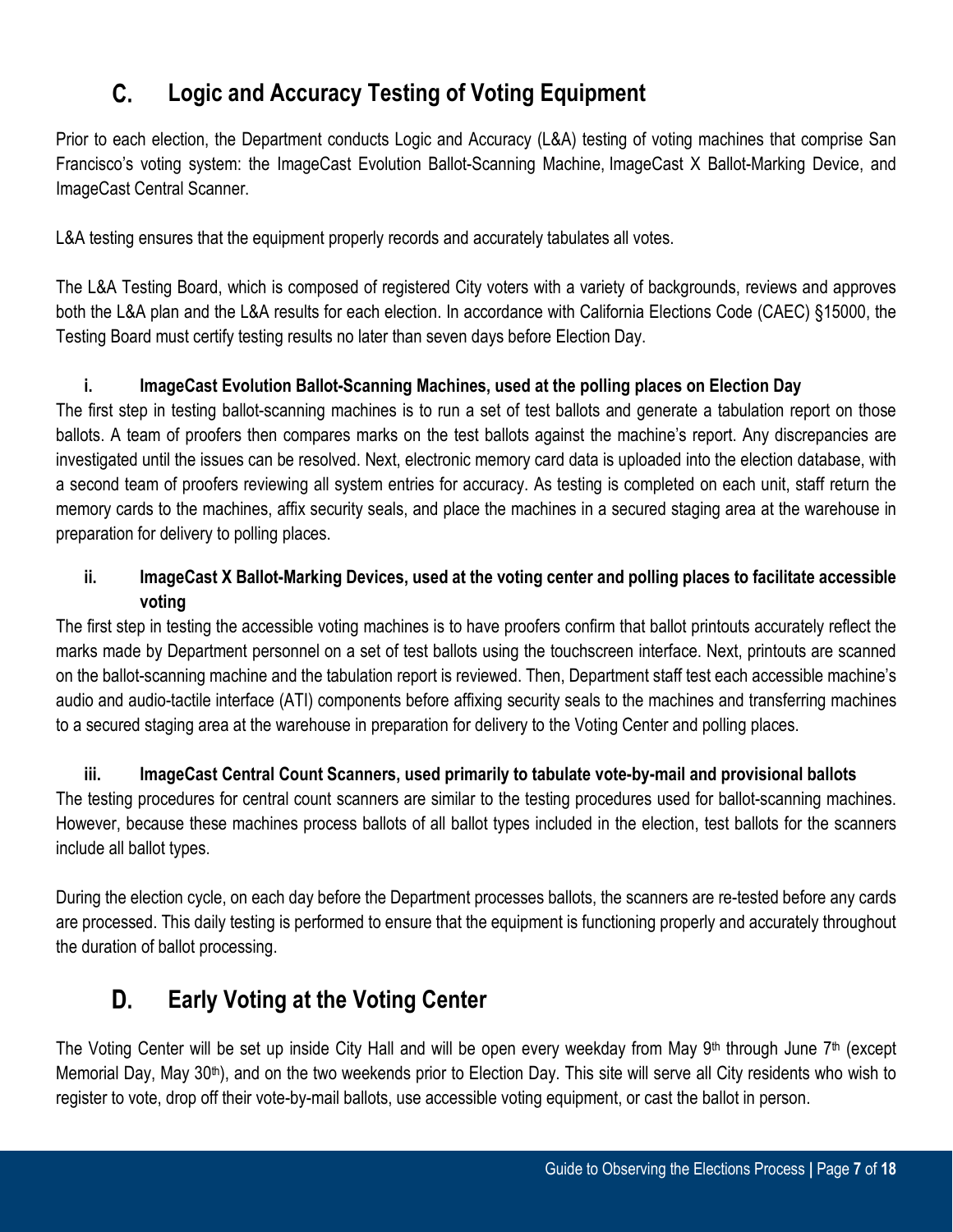## C. Logic and Accuracy Testing of Voting Equipment

Prior to each election, the Department conducts Logic and Accuracy (L&A) testing of voting machines that comprise San Francisco's voting system: the ImageCast Evolution Ballot-Scanning Machine, ImageCast X Ballot-Marking Device, and ImageCast Central Scanner.

L&A testing ensures that the equipment properly records and accurately tabulates all votes.

The L&A Testing Board, which is composed of registered City voters with a variety of backgrounds, reviews and approves both the L&A plan and the L&A results for each election. In accordance with California Elections Code (CAEC) §15000, the Testing Board must certify testing results no later than seven days before Election Day.

### i. ImageCast Evolution Ballot-Scanning Machines, used at the polling places on Election Day

The first step in testing ballot-scanning machines is to run a set of test ballots and generate a tabulation report on those ballots. A team of proofers then compares marks on the test ballots against the machine's report. Any discrepancies are investigated until the issues can be resolved. Next, electronic memory card data is uploaded into the election database, with a second team of proofers reviewing all system entries for accuracy. As testing is completed on each unit, staff return the memory cards to the machines, affix security seals, and place the machines in a secured staging area at the warehouse in preparation for delivery to polling places.

### ii. ImageCast X Ballot-Marking Devices, used at the voting center and polling places to facilitate accessible voting

The first step in testing the accessible voting machines is to have proofers confirm that ballot printouts accurately reflect the marks made by Department personnel on a set of test ballots using the touchscreen interface. Next, printouts are scanned on the ballot-scanning machine and the tabulation report is reviewed. Then, Department staff test each accessible machine's audio and audio-tactile interface (ATI) components before affixing security seals to the machines and transferring machines to a secured staging area at the warehouse in preparation for delivery to the Voting Center and polling places.

### iii. ImageCast Central Count Scanners, used primarily to tabulate vote-by-mail and provisional ballots

The testing procedures for central count scanners are similar to the testing procedures used for ballot-scanning machines. However, because these machines process ballots of all ballot types included in the election, test ballots for the scanners include all ballot types.

During the election cycle, on each day before the Department processes ballots, the scanners are re-tested before any cards are processed. This daily testing is performed to ensure that the equipment is functioning properly and accurately throughout the duration of ballot processing.

## D. Early Voting at the Voting Center

The Voting Center will be set up inside City Hall and will be open every weekday from May 9th through June 7th (except Memorial Day, May 30th), and on the two weekends prior to Election Day. This site will serve all City residents who wish to register to vote, drop off their vote-by-mail ballots, use accessible voting equipment, or cast the ballot in person.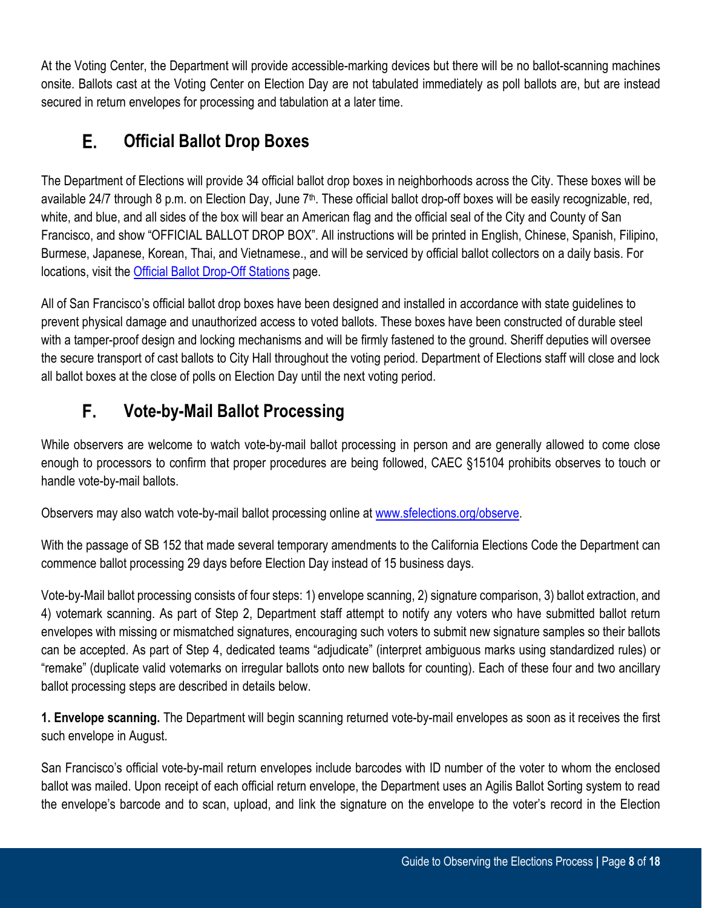At the Voting Center, the Department will provide accessible-marking devices but there will be no ballot-scanning machines onsite. Ballots cast at the Voting Center on Election Day are not tabulated immediately as poll ballots are, but are instead secured in return envelopes for processing and tabulation at a later time.

## E. Official Ballot Drop Boxes

The Department of Elections will provide 34 official ballot drop boxes in neighborhoods across the City. These boxes will be available 24/7 through 8 p.m. on Election Day, June 7th. These official ballot drop-off boxes will be easily recognizable, red, white, and blue, and all sides of the box will bear an American flag and the official seal of the City and County of San Francisco, and show "OFFICIAL BALLOT DROP BOX". All instructions will be printed in English, Chinese, Spanish, Filipino, Burmese, Japanese, Korean, Thai, and Vietnamese., and will be serviced by official ballot collectors on a daily basis. For locations, visit the [Official Ballot Drop-Off Stations] page.

All of San Francisco's official ballot drop boxes have been designed and installed in accordance with state guidelines to prevent physical damage and unauthorized access to voted ballots. These boxes have been constructed of durable steel with a tamper-proof design and locking mechanisms and will be firmly fastened to the ground. Sheriff deputies will oversee the secure transport of cast ballots to City Hall throughout the voting period. Department of Elections staff will close and lock all ballot boxes at the close of polls on Election Day until the next voting period.

## F. Vote-by-Mail Ballot Processing

While observers are welcome to watch vote-by-mail ballot processing in person and are generally allowed to come close enough to processors to confirm that proper procedures are being followed, CAEC §15104 prohibits observes to touch or handle vote-by-mail ballots.

Observers may also watch vote-by-mail ballot processing online at www.sfelections.org/observe.

With the passage of SB 152 that made several temporary amendments to the California Elections Code the Department can commence ballot processing 29 days before Election Day instead of 15 business days.

Vote-by-Mail ballot processing consists of four steps: 1) envelope scanning, 2) signature comparison, 3) ballot extraction, and 4) votemark scanning. As part of Step 2, Department staff attempt to notify any voters who have submitted ballot return envelopes with missing or mismatched signatures, encouraging such voters to submit new signature samples so their ballots can be accepted. As part of Step 4, dedicated teams "adjudicate" (interpret ambiguous marks using standardized rules) or "remake" (duplicate valid votemarks on irregular ballots onto new ballots for counting). Each of these four and two ancillary ballot processing steps are described in details below.

**1. Envelope scanning.** The Department will begin scanning returned vote-by-mail envelopes as soon as it receives the first such envelope in August.

San Francisco's official vote-by-mail return envelopes include barcodes with ID number of the voter to whom the enclosed ballot was mailed. Upon receipt of each official return envelope, the Department uses an Agilis Ballot Sorting system to read the envelope's barcode and to scan, upload, and link the signature on the envelope to the voter's record in the Election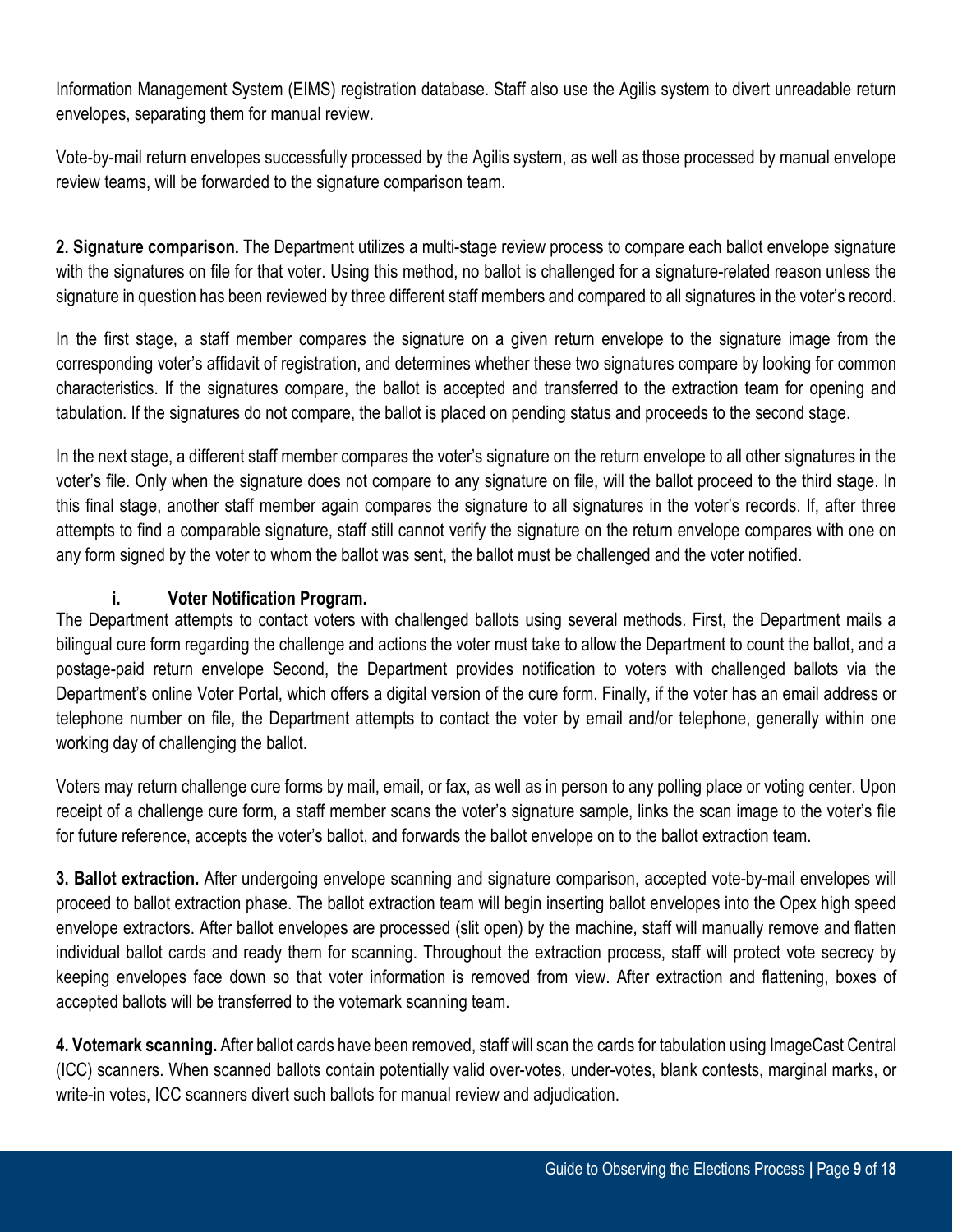Information Management System (EIMS) registration database. Staff also use the Agilis system to divert unreadable return envelopes, separating them for manual review.

Vote-by-mail return envelopes successfully processed by the Agilis system, as well as those processed by manual envelope review teams, will be forwarded to the signature comparison team.

**2. Signature comparison.** The Department utilizes a multi-stage review process to compare each ballot envelope signature with the signatures on file for that voter. Using this method, no ballot is challenged for a signature-related reason unless the signature in question has been reviewed by three different staff members and compared to all signatures in the voter's record.

In the first stage, a staff member compares the signature on a given return envelope to the signature image from the corresponding voter's affidavit of registration, and determines whether these two signatures compare by looking for common characteristics. If the signatures compare, the ballot is accepted and transferred to the extraction team for opening and tabulation. If the signatures do not compare, the ballot is placed on pending status and proceeds to the second stage.

In the next stage, a different staff member compares the voter's signature on the return envelope to all other signatures in the voter's file. Only when the signature does not compare to any signature on file, will the ballot proceed to the third stage. In this final stage, another staff member again compares the signature to all signatures in the voter's records. If, after three attempts to find a comparable signature, staff still cannot verify the signature on the return envelope compares with one on any form signed by the voter to whom the ballot was sent, the ballot must be challenged and the voter notified.

**i. Voter Notification Program.**

The Department attempts to contact voters with challenged ballots using several methods. First, the Department mails a bilingual cure form regarding the challenge and actions the voter must take to allow the Department to count the ballot, and a postage-paid return envelope Second, the Department provides notification to voters with challenged ballots via the Department's online Voter Portal, which offers a digital version of the cure form. Finally, if the voter has an email address or telephone number on file, the Department attempts to contact the voter by email and/or telephone, generally within one working day of challenging the ballot.

Voters may return challenge cure forms by mail, email, or fax, as well as in person to any polling place or voting center. Upon receipt of a challenge cure form, a staff member scans the voter's signature sample, links the scan image to the voter's file for future reference, accepts the voter's ballot, and forwards the ballot envelope on to the ballot extraction team.

**3. Ballot extraction.** After undergoing envelope scanning and signature comparison, accepted vote-by-mail envelopes will proceed to ballot extraction phase. The ballot extraction team will begin inserting ballot envelopes into the Opex high speed envelope extractors. After ballot envelopes are processed (slit open) by the machine, staff will manually remove and flatten individual ballot cards and ready them for scanning. Throughout the extraction process, staff will protect vote secrecy by keeping envelopes face down so that voter information is removed from view. After extraction and flattening, boxes of accepted ballots will be transferred to the votemark scanning team.

**4. Votemark scanning.** After ballot cards have been removed, staff will scan the cards for tabulation using ImageCast Central (ICC) scanners. When scanned ballots contain potentially valid over-votes, under-votes, blank contests, marginal marks, or write-in votes, ICC scanners divert such ballots for manual review and adjudication.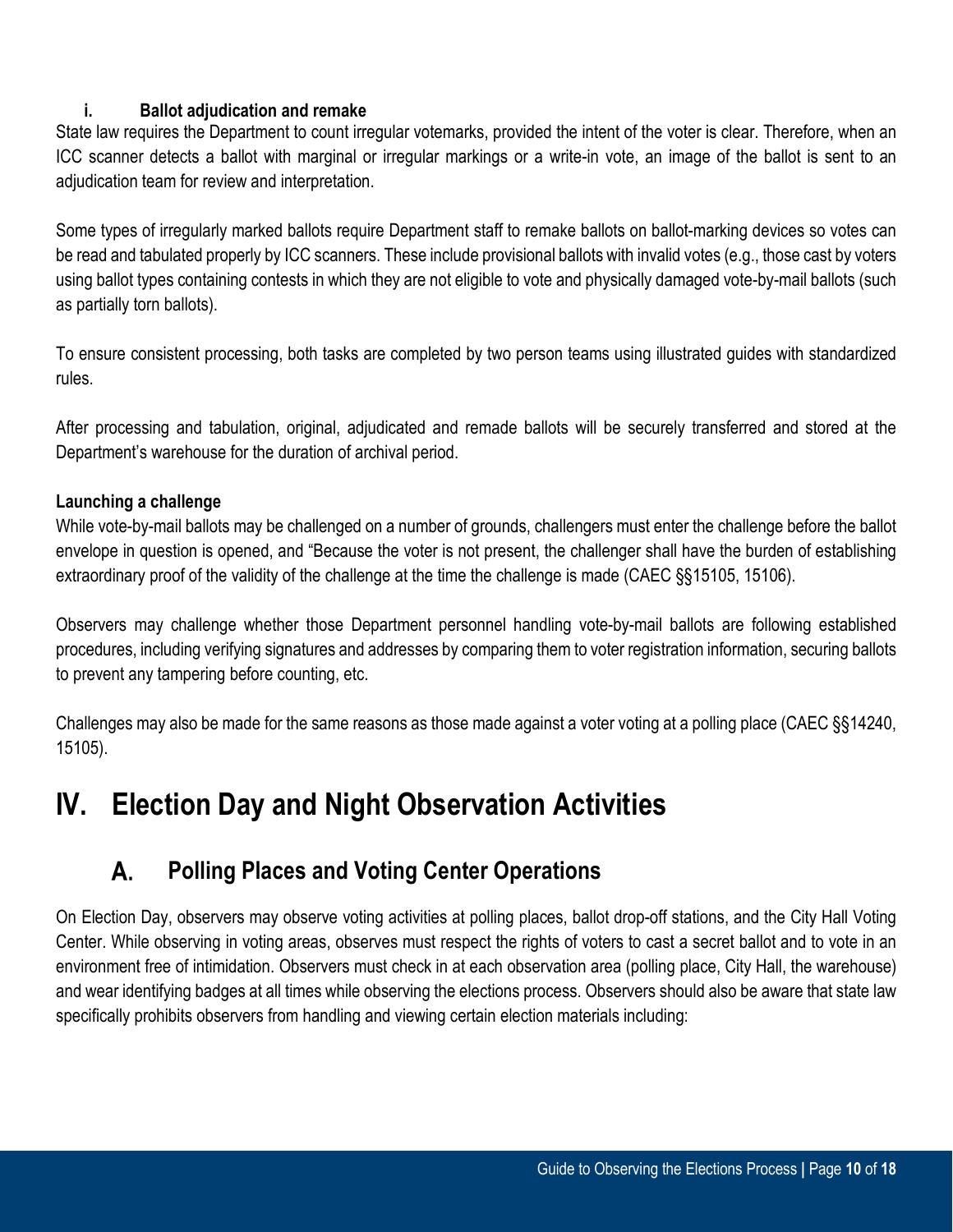#### i. Ballot adjudication and remake

State law requires the Department to count irregular votemarks, provided the intent of the voter is clear. Therefore, when an ICC scanner detects a ballot with marginal or irregular markings or a write-in vote, an image of the ballot is sent to an adjudication team for review and interpretation.

Some types of irregularly marked ballots require Department staff to remake ballots on ballot-marking devices so votes can be read and tabulated properly by ICC scanners. These include provisional ballots with invalid votes (e.g., those cast by voters using ballot types containing contests in which they are not eligible to vote and physically damaged vote-by-mail ballots (such as partially torn ballots).

To ensure consistent processing, both tasks are completed by two person teams using illustrated guides with standardized rules.

After processing and tabulation, original, adjudicated and remade ballots will be securely transferred and stored at the Department's warehouse for the duration of archival period.

**Launching a challenge**

While vote-by-mail ballots may be challenged on a number of grounds, challengers must enter the challenge before the ballot envelope in question is opened, and "Because the voter is not present, the challenger shall have the burden of establishing extraordinary proof of the validity of the challenge at the time the challenge is made (CAEC §§15105, 15106).

Observers may challenge whether those Department personnel handling vote-by-mail ballots are following established procedures, including verifying signatures and addresses by comparing them to voter registration information, securing ballots to prevent any tampering before counting, etc.

Challenges may also be made for the same reasons as those made against a voter voting at a polling place (CAEC §§14240, 15105).

# IV. Election Day and Night Observation Activities

## A. Polling Places and Voting Center Operations

On Election Day, observers may observe voting activities at polling places, ballot drop-off stations, and the City Hall Voting Center. While observing in voting areas, observes must respect the rights of voters to cast a secret ballot and to vote in an environment free of intimidation. Observers must check in at each observation area (polling place, City Hall, the warehouse) and wear identifying badges at all times while observing the elections process. Observers should also be aware that state law specifically prohibits observers from handling and viewing certain election materials including: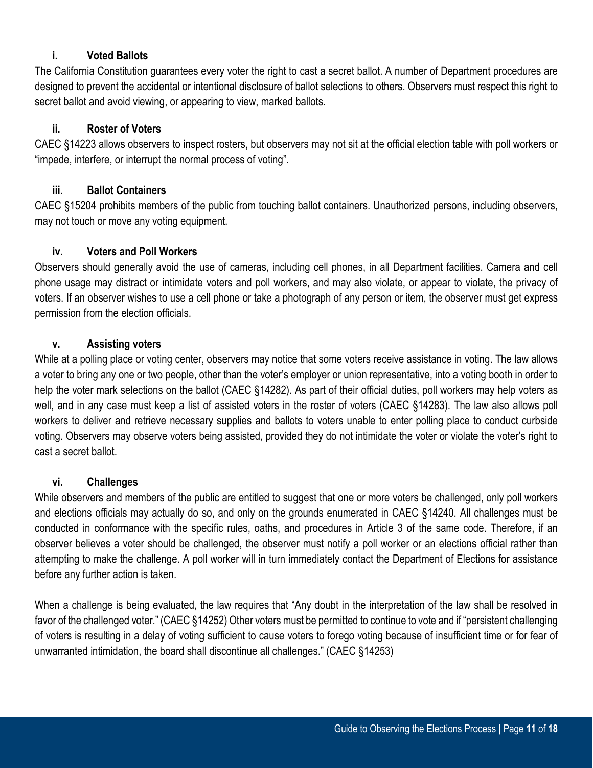#### i. Voted Ballots

The California Constitution guarantees every voter the right to cast a secret ballot. A number of Department procedures are designed to prevent the accidental or intentional disclosure of ballot selections to others. Observers must respect this right to secret ballot and avoid viewing, or appearing to view, marked ballots.

#### ii. Roster of Voters

CAEC §14223 allows observers to inspect rosters, but observers may not sit at the official election table with poll workers or "impede, interfere, or interrupt the normal process of voting".

#### iii. Ballot Containers

CAEC §15204 prohibits members of the public from touching ballot containers. Unauthorized persons, including observers, may not touch or move any voting equipment.

#### iv. Voters and Poll Workers

Observers should generally avoid the use of cameras, including cell phones, in all Department facilities. Camera and cell phone usage may distract or intimidate voters and poll workers, and may also violate, or appear to violate, the privacy of voters. If an observer wishes to use a cell phone or take a photograph of any person or item, the observer must get express permission from the election officials.

#### v. Assisting voters

While at a polling place or voting center, observers may notice that some voters receive assistance in voting. The law allows a voter to bring any one or two people, other than the voter's employer or union representative, into a voting booth in order to help the voter mark selections on the ballot (CAEC §14282). As part of their official duties, poll workers may help voters as well, and in any case must keep a list of assisted voters in the roster of voters (CAEC §14283). The law also allows poll workers to deliver and retrieve necessary supplies and ballots to voters unable to enter polling place to conduct curbside voting. Observers may observe voters being assisted, provided they do not intimidate the voter or violate the voter's right to cast a secret ballot.

#### vi. Challenges

While observers and members of the public are entitled to suggest that one or more voters be challenged, only poll workers and elections officials may actually do so, and only on the grounds enumerated in CAEC §14240. All challenges must be conducted in conformance with the specific rules, oaths, and procedures in Article 3 of the same code. Therefore, if an observer believes a voter should be challenged, the observer must notify a poll worker or an elections official rather than attempting to make the challenge. A poll worker will in turn immediately contact the Department of Elections for assistance before any further action is taken.

When a challenge is being evaluated, the law requires that "Any doubt in the interpretation of the law shall be resolved in favor of the challenged voter." (CAEC §14252) Other voters must be permitted to continue to vote and if "persistent challenging of voters is resulting in a delay of voting sufficient to cause voters to forego voting because of insufficient time or for fear of unwarranted intimidation, the board shall discontinue all challenges." (CAEC §14253)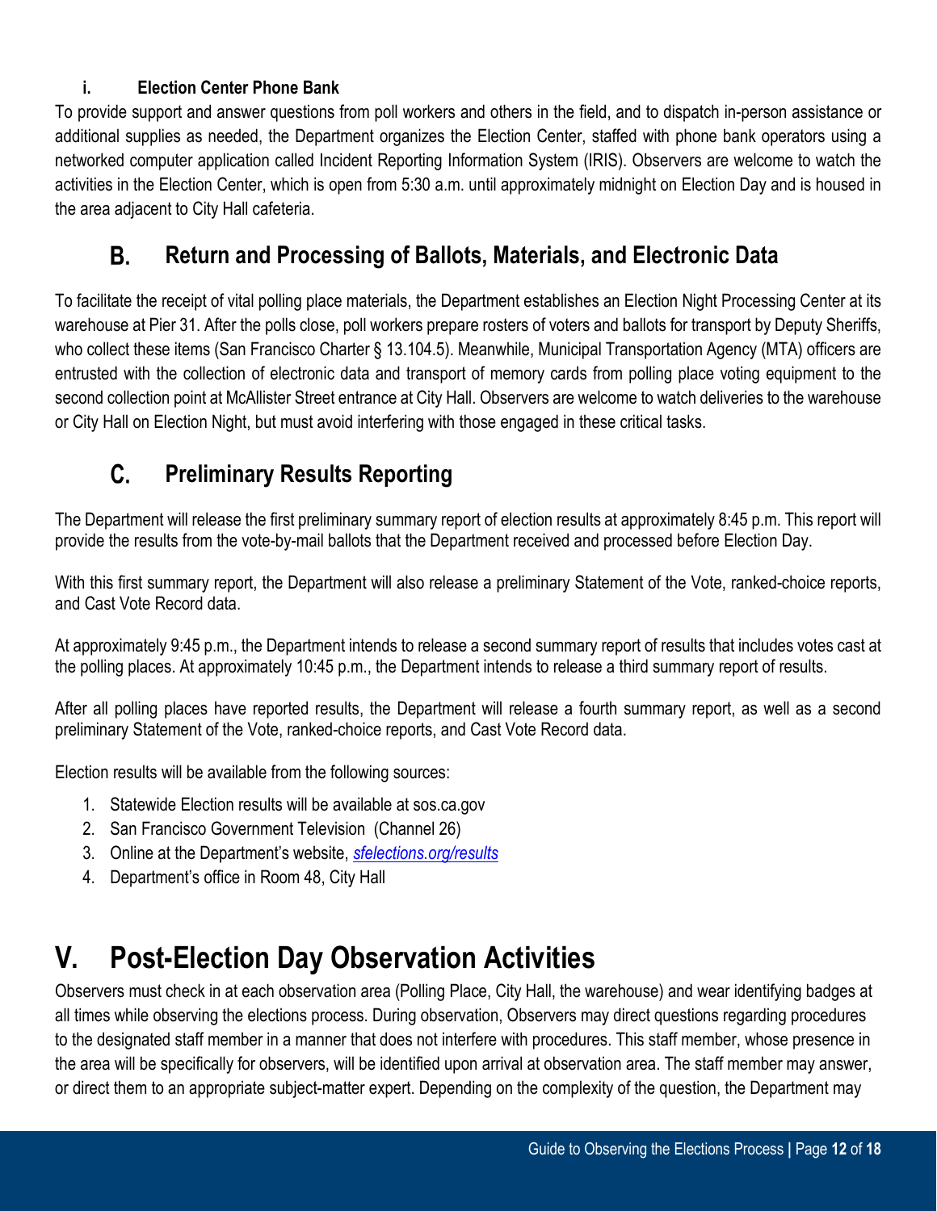#### i. Election Center Phone Bank

To provide support and answer questions from poll workers and others in the field, and to dispatch in-person assistance or additional supplies as needed, the Department organizes the Election Center, staffed with phone bank operators using a networked computer application called Incident Reporting Information System (IRIS). Observers are welcome to watch the activities in the Election Center, which is open from 5:30 a.m. until approximately midnight on Election Day and is housed in the area adjacent to City Hall cafeteria.

## B. Return and Processing of Ballots, Materials, and Electronic Data

To facilitate the receipt of vital polling place materials, the Department establishes an Election Night Processing Center at its warehouse at Pier 31. After the polls close, poll workers prepare rosters of voters and ballots for transport by Deputy Sheriffs, who collect these items (San Francisco Charter § 13.104.5). Meanwhile, Municipal Transportation Agency (MTA) officers are entrusted with the collection of electronic data and transport of memory cards from polling place voting equipment to the second collection point at McAllister Street entrance at City Hall. Observers are welcome to watch deliveries to the warehouse or City Hall on Election Night, but must avoid interfering with those engaged in these critical tasks.

## C. Preliminary Results Reporting

The Department will release the first preliminary summary report of election results at approximately 8:45 p.m. This report will provide the results from the vote-by-mail ballots that the Department received and processed before Election Day.

With this first summary report, the Department will also release a preliminary Statement of the Vote, ranked-choice reports, and Cast Vote Record data.

At approximately 9:45 p.m., the Department intends to release a second summary report of results that includes votes cast at the polling places. At approximately 10:45 p.m., the Department intends to release a third summary report of results.

After all polling places have reported results, the Department will release a fourth summary report, as well as a second preliminary Statement of the Vote, ranked-choice reports, and Cast Vote Record data.

Election results will be available from the following sources:

1. Statewide Election results will be available at sos.ca.gov
2. San Francisco Government Television (Channel 26)
3. Online at the Department's website, *sfelections.org/results*
4. Department's office in Room 48, City Hall

# V. Post-Election Day Observation Activities

Observers must check in at each observation area (Polling Place, City Hall, the warehouse) and wear identifying badges at all times while observing the elections process. During observation, Observers may direct questions regarding procedures to the designated staff member in a manner that does not interfere with procedures. This staff member, whose presence in the area will be specifically for observers, will be identified upon arrival at observation area. The staff member may answer, or direct them to an appropriate subject-matter expert. Depending on the complexity of the question, the Department may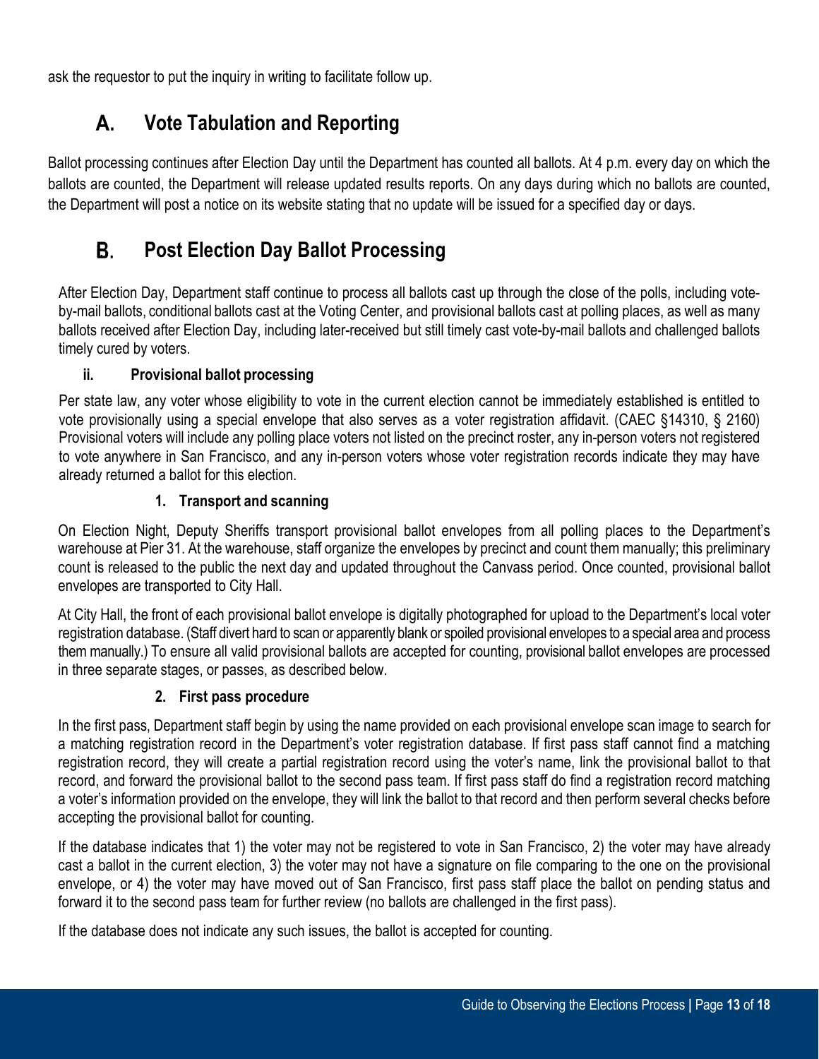ask the requestor to put the inquiry in writing to facilitate follow up.

## A. Vote Tabulation and Reporting

Ballot processing continues after Election Day until the Department has counted all ballots. At 4 p.m. every day on which the ballots are counted, the Department will release updated results reports. On any days during which no ballots are counted, the Department will post a notice on its website stating that no update will be issued for a specified day or days.

## B. Post Election Day Ballot Processing

After Election Day, Department staff continue to process all ballots cast up through the close of the polls, including vote-by-mail ballots, conditional ballots cast at the Voting Center, and provisional ballots cast at polling places, as well as many ballots received after Election Day, including later-received but still timely cast vote-by-mail ballots and challenged ballots timely cured by voters.

### ii. Provisional ballot processing

Per state law, any voter whose eligibility to vote in the current election cannot be immediately established is entitled to vote provisionally using a special envelope that also serves as a voter registration affidavit. (CAEC §14310, § 2160) Provisional voters will include any polling place voters not listed on the precinct roster, any in-person voters not registered to vote anywhere in San Francisco, and any in-person voters whose voter registration records indicate they may have already returned a ballot for this election.

#### 1. Transport and scanning

On Election Night, Deputy Sheriffs transport provisional ballot envelopes from all polling places to the Department's warehouse at Pier 31. At the warehouse, staff organize the envelopes by precinct and count them manually; this preliminary count is released to the public the next day and updated throughout the Canvass period. Once counted, provisional ballot envelopes are transported to City Hall.

At City Hall, the front of each provisional ballot envelope is digitally photographed for upload to the Department's local voter registration database. (Staff divert hard to scan or apparently blank or spoiled provisional envelopes to a special area and process them manually.) To ensure all valid provisional ballots are accepted for counting, provisional ballot envelopes are processed in three separate stages, or passes, as described below.

#### 2. First pass procedure

In the first pass, Department staff begin by using the name provided on each provisional envelope scan image to search for a matching registration record in the Department's voter registration database. If first pass staff cannot find a matching registration record, they will create a partial registration record using the voter's name, link the provisional ballot to that record, and forward the provisional ballot to the second pass team. If first pass staff do find a registration record matching a voter's information provided on the envelope, they will link the ballot to that record and then perform several checks before accepting the provisional ballot for counting.

If the database indicates that 1) the voter may not be registered to vote in San Francisco, 2) the voter may have already cast a ballot in the current election, 3) the voter may not have a signature on file comparing to the one on the provisional envelope, or 4) the voter may have moved out of San Francisco, first pass staff place the ballot on pending status and forward it to the second pass team for further review (no ballots are challenged in the first pass).

If the database does not indicate any such issues, the ballot is accepted for counting.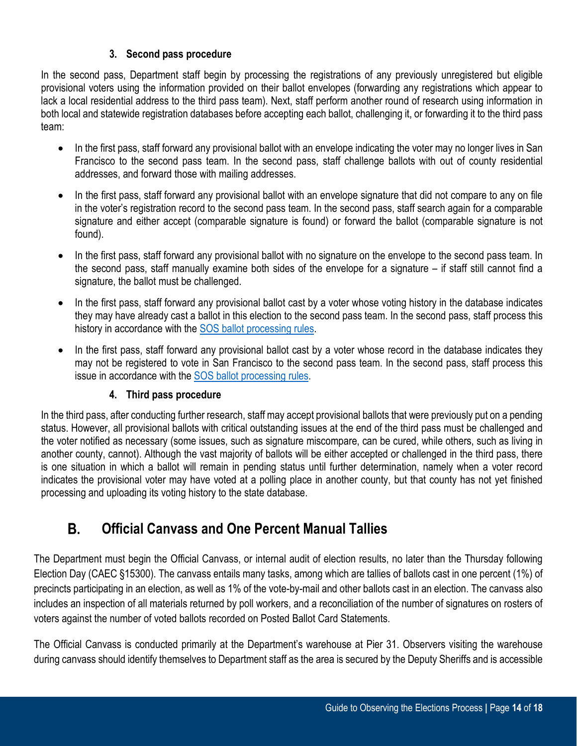#### 3. Second pass procedure

In the second pass, Department staff begin by processing the registrations of any previously unregistered but eligible provisional voters using the information provided on their ballot envelopes (forwarding any registrations which appear to lack a local residential address to the third pass team). Next, staff perform another round of research using information in both local and statewide registration databases before accepting each ballot, challenging it, or forwarding it to the third pass team:

- In the first pass, staff forward any provisional ballot with an envelope indicating the voter may no longer lives in San Francisco to the second pass team. In the second pass, staff challenge ballots with out of county residential addresses, and forward those with mailing addresses.
- In the first pass, staff forward any provisional ballot with an envelope signature that did not compare to any on file in the voter's registration record to the second pass team. In the second pass, staff search again for a comparable signature and either accept (comparable signature is found) or forward the ballot (comparable signature is not found).
- In the first pass, staff forward any provisional ballot with no signature on the envelope to the second pass team. In the second pass, staff manually examine both sides of the envelope for a signature – if staff still cannot find a signature, the ballot must be challenged.
- In the first pass, staff forward any provisional ballot cast by a voter whose voting history in the database indicates they may have already cast a ballot in this election to the second pass team. In the second pass, staff process this history in accordance with the SOS ballot processing rules.
- In the first pass, staff forward any provisional ballot cast by a voter whose record in the database indicates they may not be registered to vote in San Francisco to the second pass team. In the second pass, staff process this issue in accordance with the SOS ballot processing rules.

#### 4. Third pass procedure

In the third pass, after conducting further research, staff may accept provisional ballots that were previously put on a pending status. However, all provisional ballots with critical outstanding issues at the end of the third pass must be challenged and the voter notified as necessary (some issues, such as signature miscompare, can be cured, while others, such as living in another county, cannot). Although the vast majority of ballots will be either accepted or challenged in the third pass, there is one situation in which a ballot will remain in pending status until further determination, namely when a voter record indicates the provisional voter may have voted at a polling place in another county, but that county has not yet finished processing and uploading its voting history to the state database.

## B. Official Canvass and One Percent Manual Tallies

The Department must begin the Official Canvass, or internal audit of election results, no later than the Thursday following Election Day (CAEC §15300). The canvass entails many tasks, among which are tallies of ballots cast in one percent (1%) of precincts participating in an election, as well as 1% of the vote-by-mail and other ballots cast in an election. The canvass also includes an inspection of all materials returned by poll workers, and a reconciliation of the number of signatures on rosters of voters against the number of voted ballots recorded on Posted Ballot Card Statements.

The Official Canvass is conducted primarily at the Department's warehouse at Pier 31. Observers visiting the warehouse during canvass should identify themselves to Department staff as the area is secured by the Deputy Sheriffs and is accessible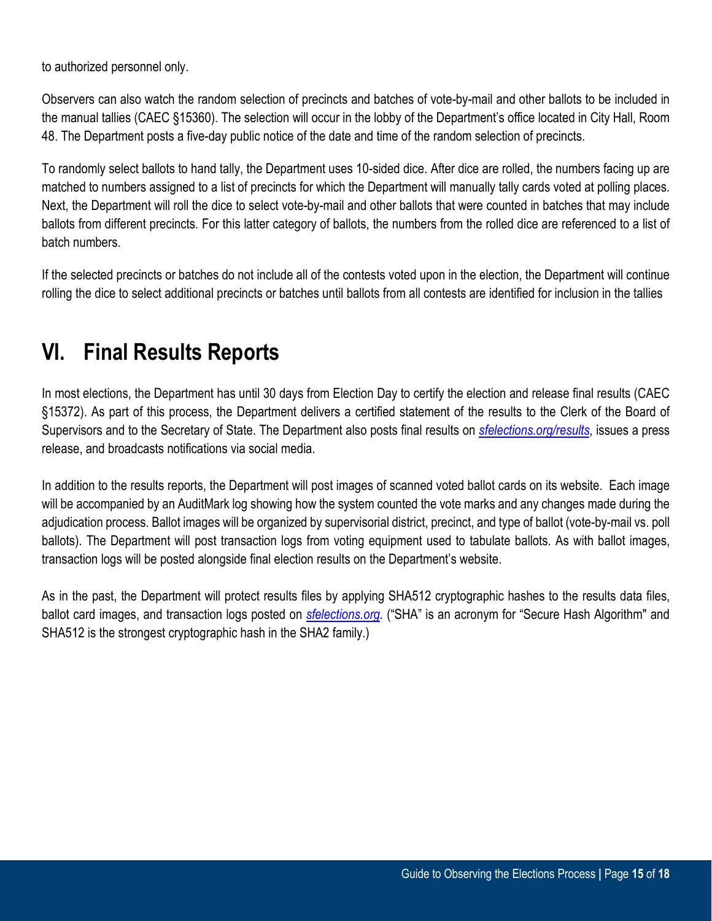to authorized personnel only.

Observers can also watch the random selection of precincts and batches of vote-by-mail and other ballots to be included in the manual tallies (CAEC §15360). The selection will occur in the lobby of the Department's office located in City Hall, Room 48. The Department posts a five-day public notice of the date and time of the random selection of precincts.

To randomly select ballots to hand tally, the Department uses 10-sided dice. After dice are rolled, the numbers facing up are matched to numbers assigned to a list of precincts for which the Department will manually tally cards voted at polling places. Next, the Department will roll the dice to select vote-by-mail and other ballots that were counted in batches that may include ballots from different precincts. For this latter category of ballots, the numbers from the rolled dice are referenced to a list of batch numbers.

If the selected precincts or batches do not include all of the contests voted upon in the election, the Department will continue rolling the dice to select additional precincts or batches until ballots from all contests are identified for inclusion in the tallies

# VI. Final Results Reports

In most elections, the Department has until 30 days from Election Day to certify the election and release final results (CAEC §15372). As part of this process, the Department delivers a certified statement of the results to the Clerk of the Board of Supervisors and to the Secretary of State. The Department also posts final results on *sfelections.org/results*, issues a press release, and broadcasts notifications via social media.

In addition to the results reports, the Department will post images of scanned voted ballot cards on its website. Each image will be accompanied by an AuditMark log showing how the system counted the vote marks and any changes made during the adjudication process. Ballot images will be organized by supervisorial district, precinct, and type of ballot (vote-by-mail vs. poll ballots). The Department will post transaction logs from voting equipment used to tabulate ballots. As with ballot images, transaction logs will be posted alongside final election results on the Department's website.

As in the past, the Department will protect results files by applying SHA512 cryptographic hashes to the results data files, ballot card images, and transaction logs posted on *sfelections.org*. ("SHA" is an acronym for "Secure Hash Algorithm" and SHA512 is the strongest cryptographic hash in the SHA2 family.)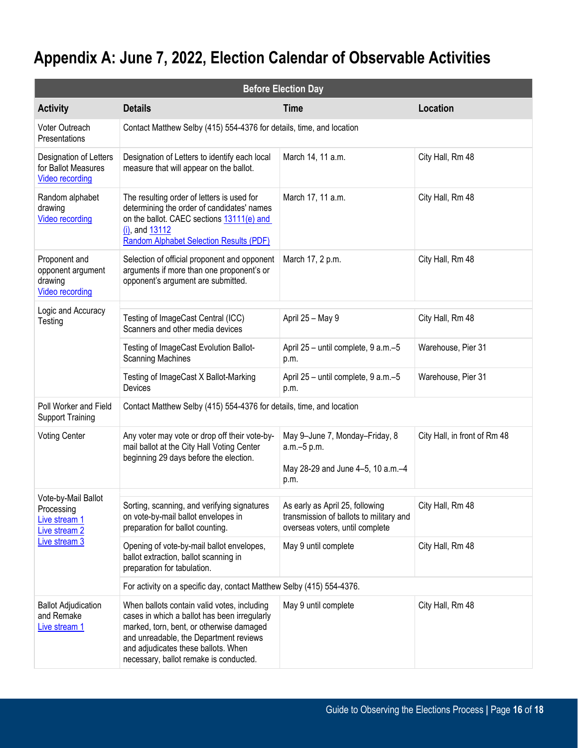# Appendix A: June 7, 2022, Election Calendar of Observable Activities

| Before Election Day | | | |
|---|---|---|---|
| **Activity** | **Details** | **Time** | **Location** |
| Voter Outreach Presentations | Contact Matthew Selby (415) 554-4376 for details, time, and location | | |
| Designation of Letters for Ballot Measures<br>Video recording | Designation of Letters to identify each local measure that will appear on the ballot. | March 14, 11 a.m. | City Hall, Rm 48 |
| Random alphabet drawing<br>Video recording | The resulting order of letters is used for determining the order of candidates' names on the ballot. CAEC sections 13111(e) and (i), and 13112<br>Random Alphabet Selection Results (PDF) | March 17, 11 a.m. | City Hall, Rm 48 |
| Proponent and opponent argument drawing<br>Video recording | Selection of official proponent and opponent arguments if more than one proponent's or opponent's argument are submitted. | March 17, 2 p.m. | City Hall, Rm 48 |
| Logic and Accuracy Testing | Testing of ImageCast Central (ICC) Scanners and other media devices | April 25 – May 9 | City Hall, Rm 48 |
| | Testing of ImageCast Evolution Ballot-Scanning Machines | April 25 – until complete, 9 a.m.–5 p.m. | Warehouse, Pier 31 |
| | Testing of ImageCast X Ballot-Marking Devices | April 25 – until complete, 9 a.m.–5 p.m. | Warehouse, Pier 31 |
| Poll Worker and Field Support Training | Contact Matthew Selby (415) 554-4376 for details, time, and location | | |
| Voting Center | Any voter may vote or drop off their vote-by-mail ballot at the City Hall Voting Center beginning 29 days before the election. | May 9–June 7, Monday–Friday, 8 a.m.–5 p.m.<br><br>May 28-29 and June 4–5, 10 a.m.–4 p.m. | City Hall, in front of Rm 48 |
| Vote-by-Mail Ballot Processing<br>Live stream 1<br>Live stream 2<br>Live stream 3 | Sorting, scanning, and verifying signatures on vote-by-mail ballot envelopes in preparation for ballot counting. | As early as April 25, following transmission of ballots to military and overseas voters, until complete | City Hall, Rm 48 |
| | Opening of vote-by-mail ballot envelopes, ballot extraction, ballot scanning in preparation for tabulation. | May 9 until complete | City Hall, Rm 48 |
| | For activity on a specific day, contact Matthew Selby (415) 554-4376. | | |
| Ballot Adjudication and Remake<br>Live stream 1 | When ballots contain valid votes, including cases in which a ballot has been irregularly marked, torn, bent, or otherwise damaged and unreadable, the Department reviews and adjudicates these ballots. When necessary, ballot remake is conducted. | May 9 until complete | City Hall, Rm 48 |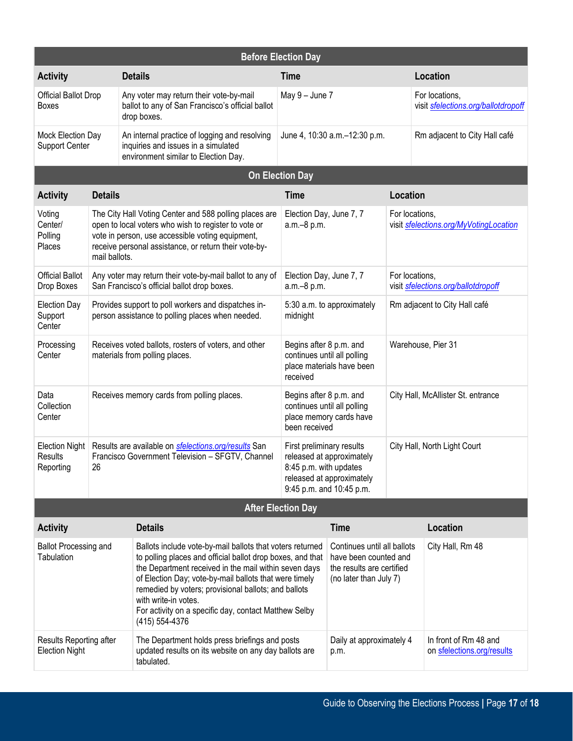| Before Election Day | | | |
|---|---|---|---|
| **Activity** | **Details** | **Time** | **Location** |
| Official Ballot Drop Boxes | Any voter may return their vote-by-mail ballot to any of San Francisco's official ballot drop boxes. | May 9 – June 7 | For locations, visit *sfelections.org/ballotdropoff* |
| Mock Election Day Support Center | An internal practice of logging and resolving inquiries and issues in a simulated environment similar to Election Day. | June 4, 10:30 a.m.–12:30 p.m. | Rm adjacent to City Hall café |

| On Election Day | | | |
|---|---|---|---|
| **Activity** | **Details** | **Time** | **Location** |
| Voting Center/ Polling Places | The City Hall Voting Center and 588 polling places are open to local voters who wish to register to vote or vote in person, use accessible voting equipment, receive personal assistance, or return their vote-by-mail ballots. | Election Day, June 7, 7 a.m.–8 p.m. | For locations, visit *sfelections.org/MyVotingLocation* |
| Official Ballot Drop Boxes | Any voter may return their vote-by-mail ballot to any of San Francisco's official ballot drop boxes. | Election Day, June 7, 7 a.m.–8 p.m. | For locations, visit *sfelections.org/ballotdropoff* |
| Election Day Support Center | Provides support to poll workers and dispatches in-person assistance to polling places when needed. | 5:30 a.m. to approximately midnight | Rm adjacent to City Hall café |
| Processing Center | Receives voted ballots, rosters of voters, and other materials from polling places. | Begins after 8 p.m. and continues until all polling place materials have been received | Warehouse, Pier 31 |
| Data Collection Center | Receives memory cards from polling places. | Begins after 8 p.m. and continues until all polling place memory cards have been received | City Hall, McAllister St. entrance |
| Election Night Results Reporting | Results are available on *sfelections.org/results* San Francisco Government Television – SFGTV, Channel 26 | First preliminary results released at approximately 8:45 p.m. with updates released at approximately 9:45 p.m. and 10:45 p.m. | City Hall, North Light Court |

| After Election Day | | | |
|---|---|---|---|
| **Activity** | **Details** | **Time** | **Location** |
| Ballot Processing and Tabulation | Ballots include vote-by-mail ballots that voters returned to polling places and official ballot drop boxes, and that the Department received in the mail within seven days of Election Day; vote-by-mail ballots that were timely remedied by voters; provisional ballots; and ballots with write-in votes. For activity on a specific day, contact Matthew Selby (415) 554-4376 | Continues until all ballots have been counted and the results are certified (no later than July 7) | City Hall, Rm 48 |
| Results Reporting after Election Night | The Department holds press briefings and posts updated results on its website on any day ballots are tabulated. | Daily at approximately 4 p.m. | In front of Rm 48 and on sfelections.org/results |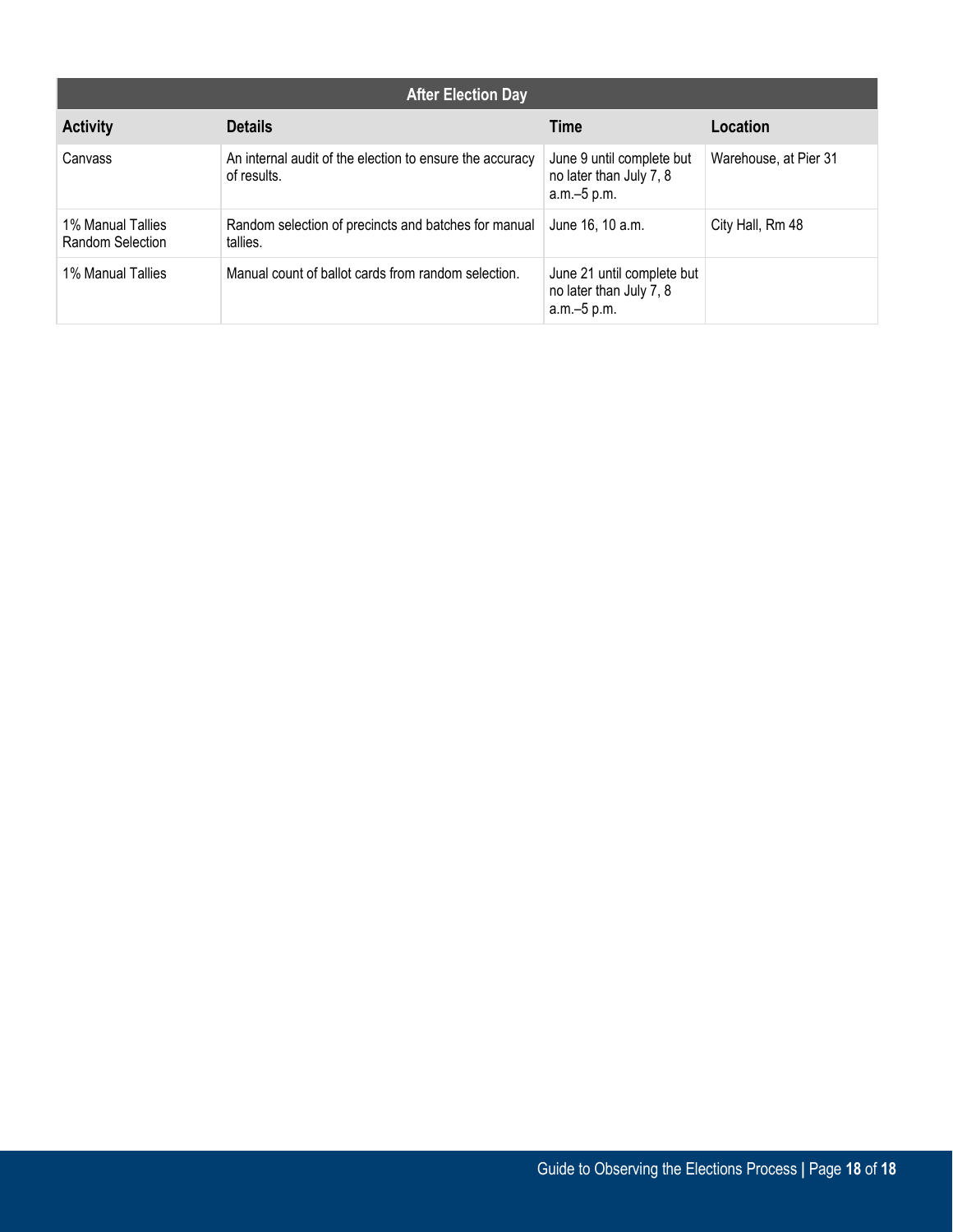| After Election Day | | | |
|---|---|---|---|
| **Activity** | **Details** | **Time** | **Location** |
| Canvass | An internal audit of the election to ensure the accuracy of results. | June 9 until complete but no later than July 7, 8 a.m.–5 p.m. | Warehouse, at Pier 31 |
| 1% Manual Tallies Random Selection | Random selection of precincts and batches for manual tallies. | June 16, 10 a.m. | City Hall, Rm 48 |
| 1% Manual Tallies | Manual count of ballot cards from random selection. | June 21 until complete but no later than July 7, 8 a.m.–5 p.m. | |